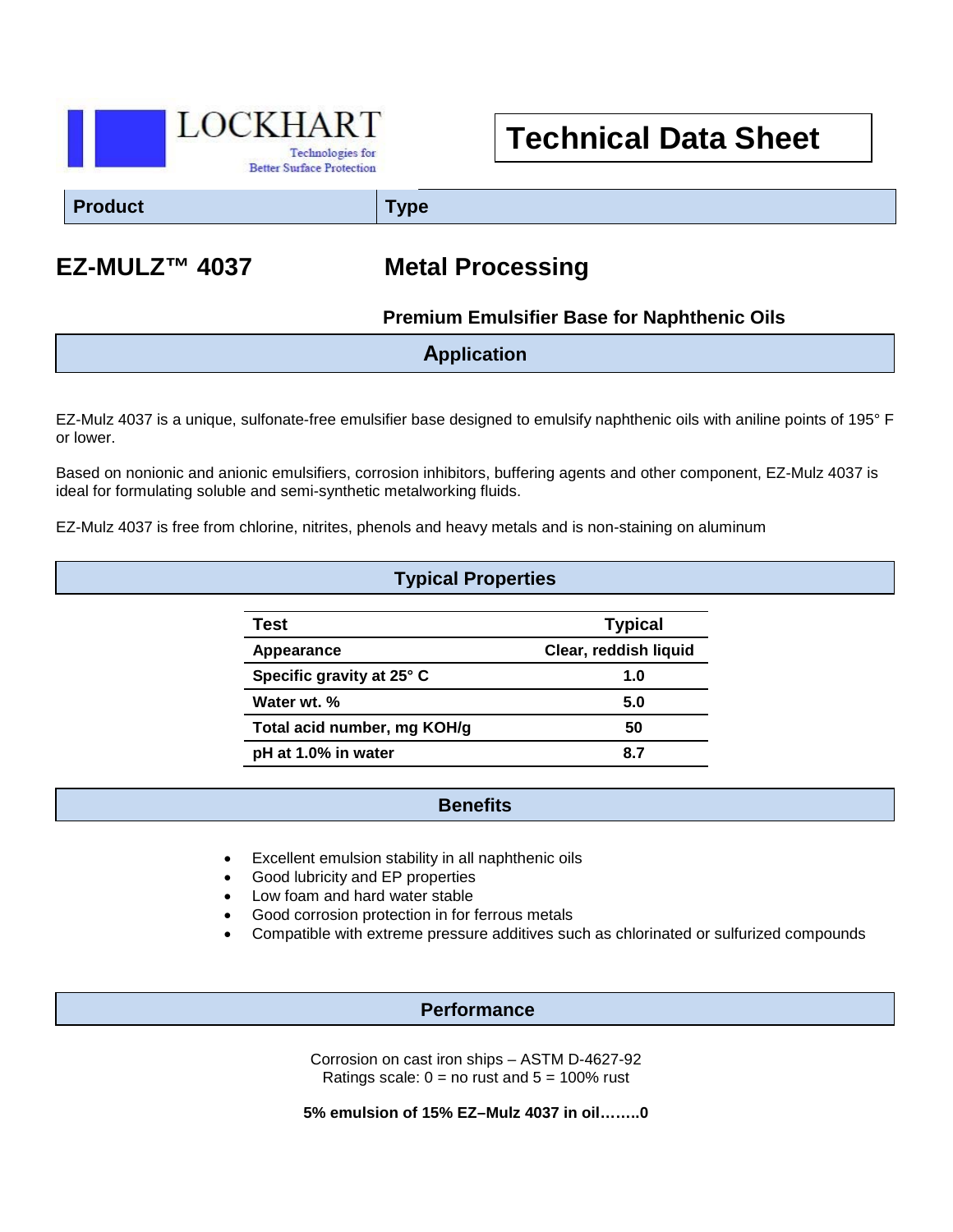LOCKHART

Technologies for Better Surface Protection

# Technical Data Sheet

| Product | Type |
| --- | --- |
| **EZ-MULZ™ 4037** | **Metal Processing** |

**Premium Emulsifier Base for Naphthenic Oils**

## Application

EZ-Mulz 4037 is a unique, sulfonate-free emulsifier base designed to emulsify naphthenic oils with aniline points of 195° F or lower.

Based on nonionic and anionic emulsifiers, corrosion inhibitors, buffering agents and other component, EZ-Mulz 4037 is ideal for formulating soluble and semi-synthetic metalworking fluids.

EZ-Mulz 4037 is free from chlorine, nitrites, phenols and heavy metals and is non-staining on aluminum

## Typical Properties

| Test | Typical |
| --- | --- |
| Appearance | Clear, reddish liquid |
| Specific gravity at 25° C | 1.0 |
| Water wt. % | 5.0 |
| Total acid number, mg KOH/g | 50 |
| pH at 1.0% in water | 8.7 |

## Benefits

- Excellent emulsion stability in all naphthenic oils
- Good lubricity and EP properties
- Low foam and hard water stable
- Good corrosion protection in for ferrous metals
- Compatible with extreme pressure additives such as chlorinated or sulfurized compounds

## Performance

Corrosion on cast iron ships – ASTM D-4627-92
Ratings scale: 0 = no rust and 5 = 100% rust

**5% emulsion of 15% EZ–Mulz 4037 in oil……..0**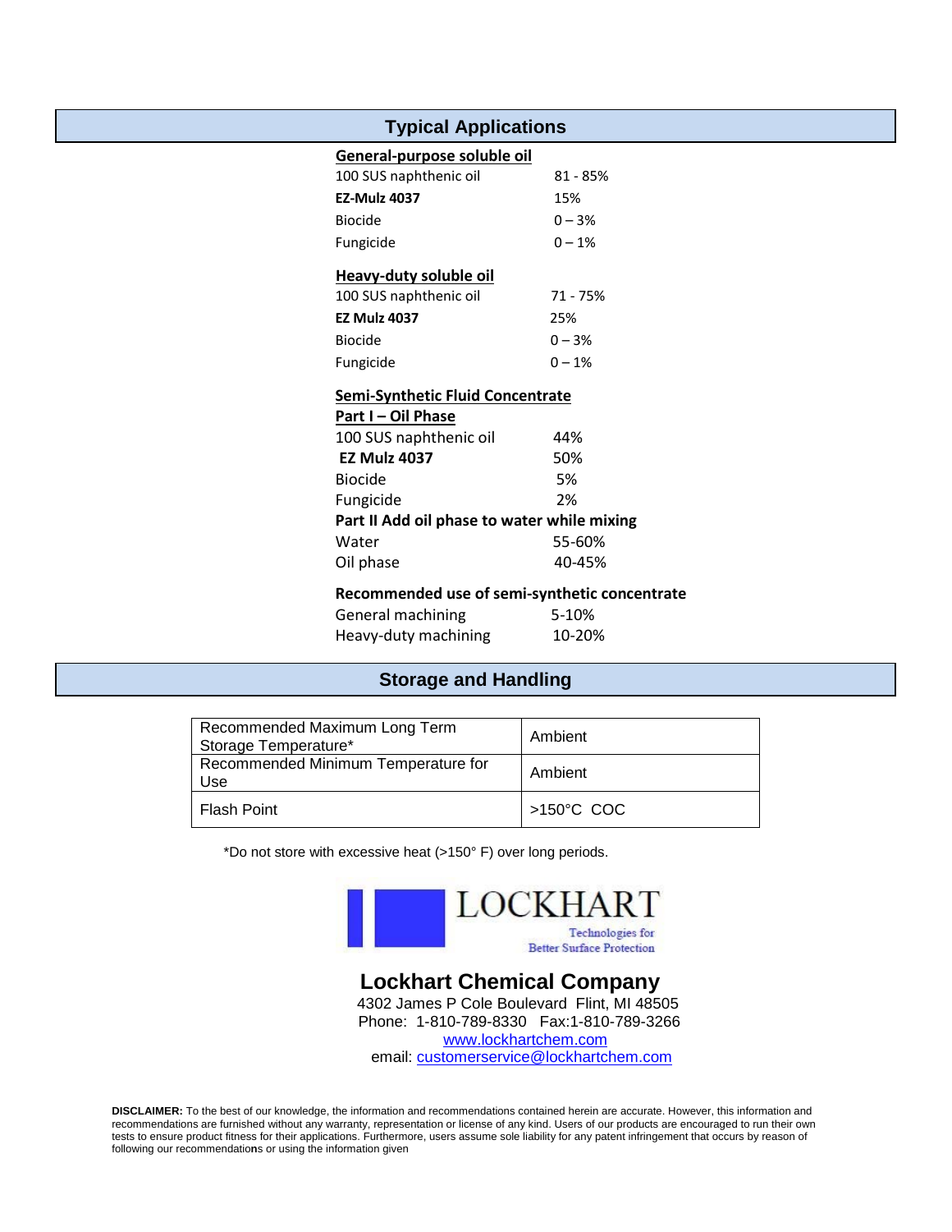## Typical Applications

**General-purpose soluble oil**

| | |
|---|---|
| 100 SUS naphthenic oil | 81 - 85% |
| **EZ-Mulz 4037** | 15% |
| Biocide | 0 – 3% |
| Fungicide | 0 – 1% |

**Heavy-duty soluble oil**

| | |
|---|---|
| 100 SUS naphthenic oil | 71 - 75% |
| **EZ Mulz 4037** | 25% |
| Biocide | 0 – 3% |
| Fungicide | 0 – 1% |

**Semi-Synthetic Fluid Concentrate**

**Part I – Oil Phase**

| | |
|---|---|
| 100 SUS naphthenic oil | 44% |
| **EZ Mulz 4037** | 50% |
| Biocide | 5% |
| Fungicide | 2% |

**Part II Add oil phase to water while mixing**

| | |
|---|---|
| Water | 55-60% |
| Oil phase | 40-45% |

**Recommended use of semi-synthetic concentrate**

| | |
|---|---|
| General machining | 5-10% |
| Heavy-duty machining | 10-20% |

## Storage and Handling

| | |
|---|---|
| Recommended Maximum Long Term Storage Temperature* | Ambient |
| Recommended Minimum Temperature for Use | Ambient |
| Flash Point | >150°C COC |

*Do not store with excessive heat (>150° F) over long periods.

LOCKHART

Technologies for Better Surface Protection

**Lockhart Chemical Company**

4302 James P Cole Boulevard Flint, MI 48505

Phone: 1-810-789-8330 Fax:1-810-789-3266

www.lockhartchem.com

email: customerservice@lockhartchem.com

**DISCLAIMER:** To the best of our knowledge, the information and recommendations contained herein are accurate. However, this information and recommendations are furnished without any warranty, representation or license of any kind. Users of our products are encouraged to run their own tests to ensure product fitness for their applications. Furthermore, users assume sole liability for any patent infringement that occurs by reason of following our recommendations or using the information given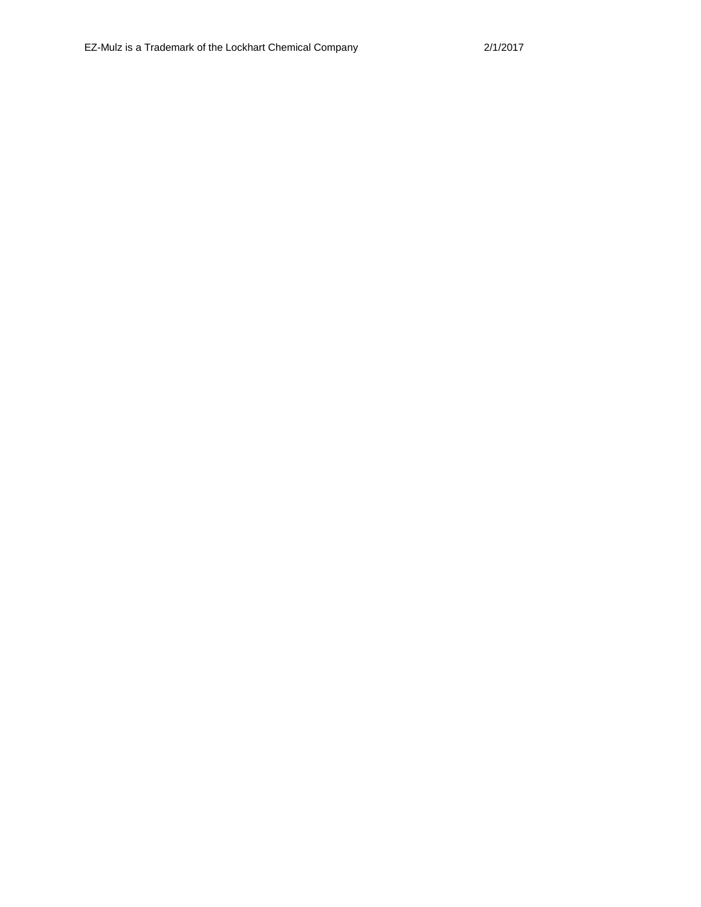EZ-Mulz is a Trademark of the Lockhart Chemical Company 2/1/2017